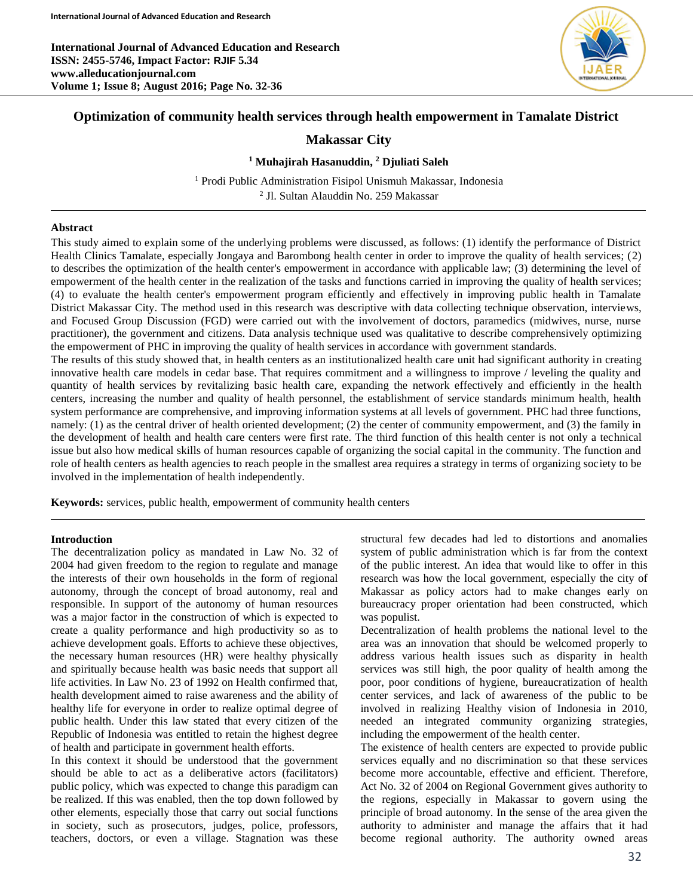# Optimization of community health services through health empowerment in Tamalate District Makassar City

**[1] Muhajirah Hasanuddin, [2] Djuliati Saleh**

[1] Prodi Public Administration Fisipol Unismuh Makassar, Indonesia
[2] Jl. Sultan Alauddin No. 259 Makassar

## Abstract

This study aimed to explain some of the underlying problems were discussed, as follows: (1) identify the performance of District Health Clinics Tamalate, especially Jongaya and Barombong health center in order to improve the quality of health services; (2) to describes the optimization of the health center's empowerment in accordance with applicable law; (3) determining the level of empowerment of the health center in the realization of the tasks and functions carried in improving the quality of health services; (4) to evaluate the health center's empowerment program efficiently and effectively in improving public health in Tamalate District Makassar City. The method used in this research was descriptive with data collecting technique observation, interviews, and Focused Group Discussion (FGD) were carried out with the involvement of doctors, paramedics (midwives, nurse, nurse practitioner), the government and citizens. Data analysis technique used was qualitative to describe comprehensively optimizing the empowerment of PHC in improving the quality of health services in accordance with government standards.

The results of this study showed that, in health centers as an institutionalized health care unit had significant authority in creating innovative health care models in cedar base. That requires commitment and a willingness to improve / leveling the quality and quantity of health services by revitalizing basic health care, expanding the network effectively and efficiently in the health centers, increasing the number and quality of health personnel, the establishment of service standards minimum health, health system performance are comprehensive, and improving information systems at all levels of government. PHC had three functions, namely: (1) as the central driver of health oriented development; (2) the center of community empowerment, and (3) the family in the development of health and health care centers were first rate. The third function of this health center is not only a technical issue but also how medical skills of human resources capable of organizing the social capital in the community. The function and role of health centers as health agencies to reach people in the smallest area requires a strategy in terms of organizing society to be involved in the implementation of health independently.

**Keywords:** services, public health, empowerment of community health centers

## Introduction

The decentralization policy as mandated in Law No. 32 of 2004 had given freedom to the region to regulate and manage the interests of their own households in the form of regional autonomy, through the concept of broad autonomy, real and responsible. In support of the autonomy of human resources was a major factor in the construction of which is expected to create a quality performance and high productivity so as to achieve development goals. Efforts to achieve these objectives, the necessary human resources (HR) were healthy physically and spiritually because health was basic needs that support all life activities. In Law No. 23 of 1992 on Health confirmed that, health development aimed to raise awareness and the ability of healthy life for everyone in order to realize optimal degree of public health. Under this law stated that every citizen of the Republic of Indonesia was entitled to retain the highest degree of health and participate in government health efforts.

In this context it should be understood that the government should be able to act as a deliberative actors (facilitators) public policy, which was expected to change this paradigm can be realized. If this was enabled, then the top down followed by other elements, especially those that carry out social functions in society, such as prosecutors, judges, police, professors, teachers, doctors, or even a village. Stagnation was these structural few decades had led to distortions and anomalies system of public administration which is far from the context of the public interest. An idea that would like to offer in this research was how the local government, especially the city of Makassar as policy actors had to make changes early on bureaucracy proper orientation had been constructed, which was populist.

Decentralization of health problems the national level to the area was an innovation that should be welcomed properly to address various health issues such as disparity in health services was still high, the poor quality of health among the poor, poor conditions of hygiene, bureaucratization of health center services, and lack of awareness of the public to be involved in realizing Healthy vision of Indonesia in 2010, needed an integrated community organizing strategies, including the empowerment of the health center.

The existence of health centers are expected to provide public services equally and no discrimination so that these services become more accountable, effective and efficient. Therefore, Act No. 32 of 2004 on Regional Government gives authority to the regions, especially in Makassar to govern using the principle of broad autonomy. In the sense of the area given the authority to administer and manage the affairs that it had become regional authority. The authority owned areas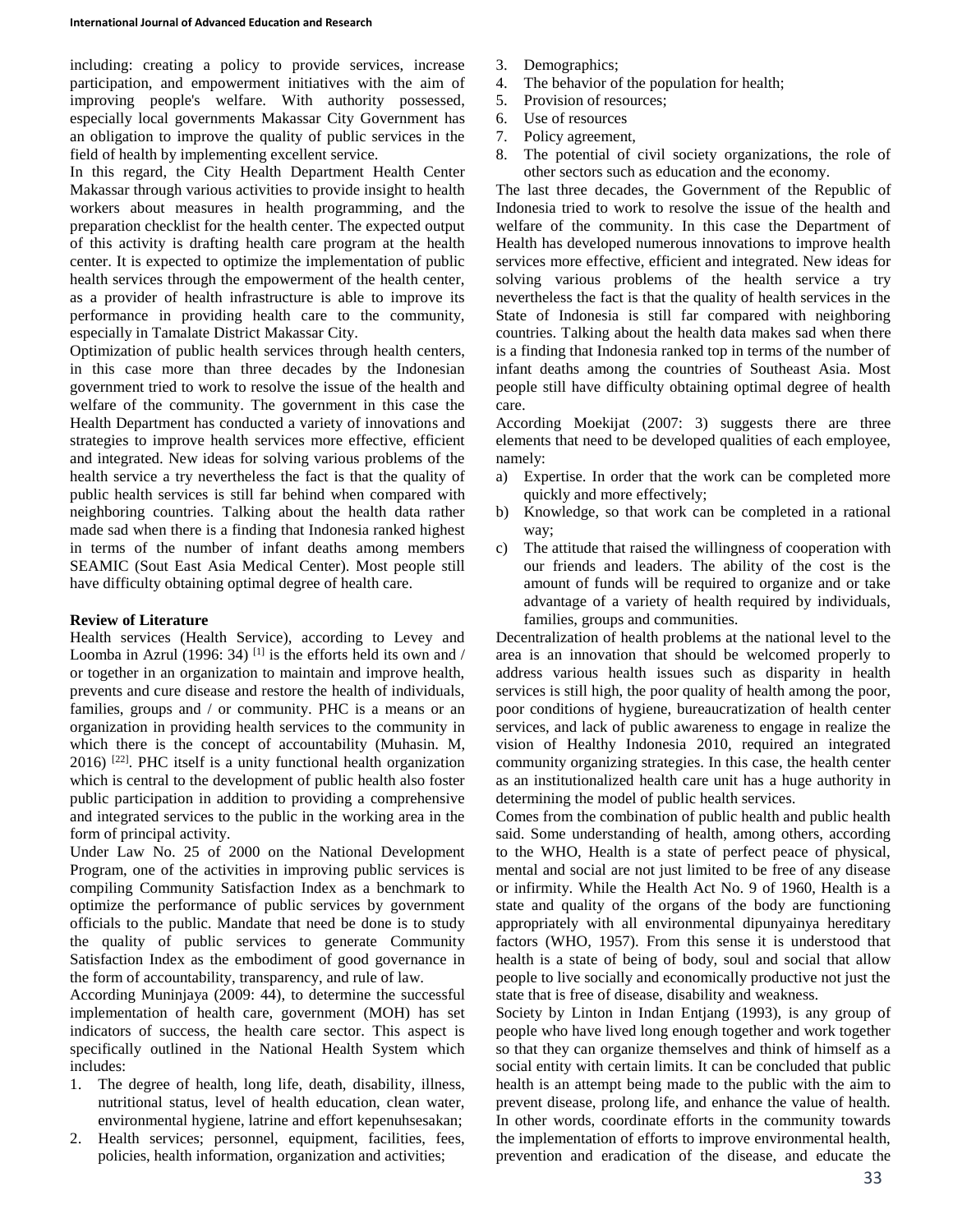including: creating a policy to provide services, increase participation, and empowerment initiatives with the aim of improving people's welfare. With authority possessed, especially local governments Makassar City Government has an obligation to improve the quality of public services in the field of health by implementing excellent service.

In this regard, the City Health Department Health Center Makassar through various activities to provide insight to health workers about measures in health programming, and the preparation checklist for the health center. The expected output of this activity is drafting health care program at the health center. It is expected to optimize the implementation of public health services through the empowerment of the health center, as a provider of health infrastructure is able to improve its performance in providing health care to the community, especially in Tamalate District Makassar City.

Optimization of public health services through health centers, in this case more than three decades by the Indonesian government tried to work to resolve the issue of the health and welfare of the community. The government in this case the Health Department has conducted a variety of innovations and strategies to improve health services more effective, efficient and integrated. New ideas for solving various problems of the health service a try nevertheless the fact is that the quality of public health services is still far behind when compared with neighboring countries. Talking about the health data rather made sad when there is a finding that Indonesia ranked highest in terms of the number of infant deaths among members SEAMIC (Sout East Asia Medical Center). Most people still have difficulty obtaining optimal degree of health care.

## Review of Literature

Health services (Health Service), according to Levey and Loomba in Azrul (1996: 34) [1] is the efforts held its own and / or together in an organization to maintain and improve health, prevents and cure disease and restore the health of individuals, families, groups and / or community. PHC is a means or an organization in providing health services to the community in which there is the concept of accountability (Muhasin. M, 2016) [22]. PHC itself is a unity functional health organization which is central to the development of public health also foster public participation in addition to providing a comprehensive and integrated services to the public in the working area in the form of principal activity.

Under Law No. 25 of 2000 on the National Development Program, one of the activities in improving public services is compiling Community Satisfaction Index as a benchmark to optimize the performance of public services by government officials to the public. Mandate that need be done is to study the quality of public services to generate Community Satisfaction Index as the embodiment of good governance in the form of accountability, transparency, and rule of law.

According Muninjaya (2009: 44), to determine the successful implementation of health care, government (MOH) has set indicators of success, the health care sector. This aspect is specifically outlined in the National Health System which includes:

1. The degree of health, long life, death, disability, illness, nutritional status, level of health education, clean water, environmental hygiene, latrine and effort kepenuhsesakan;
2. Health services; personnel, equipment, facilities, fees, policies, health information, organization and activities;
3. Demographics;
4. The behavior of the population for health;
5. Provision of resources;
6. Use of resources
7. Policy agreement,
8. The potential of civil society organizations, the role of other sectors such as education and the economy.

The last three decades, the Government of the Republic of Indonesia tried to work to resolve the issue of the health and welfare of the community. In this case the Department of Health has developed numerous innovations to improve health services more effective, efficient and integrated. New ideas for solving various problems of the health service a try nevertheless the fact is that the quality of health services in the State of Indonesia is still far compared with neighboring countries. Talking about the health data makes sad when there is a finding that Indonesia ranked top in terms of the number of infant deaths among the countries of Southeast Asia. Most people still have difficulty obtaining optimal degree of health care.

According Moekijat (2007: 3) suggests there are three elements that need to be developed qualities of each employee, namely:

a) Expertise. In order that the work can be completed more quickly and more effectively;
b) Knowledge, so that work can be completed in a rational way;
c) The attitude that raised the willingness of cooperation with our friends and leaders. The ability of the cost is the amount of funds will be required to organize and or take advantage of a variety of health required by individuals, families, groups and communities.

Decentralization of health problems at the national level to the area is an innovation that should be welcomed properly to address various health issues such as disparity in health services is still high, the poor quality of health among the poor, poor conditions of hygiene, bureaucratization of health center services, and lack of public awareness to engage in realize the vision of Healthy Indonesia 2010, required an integrated community organizing strategies. In this case, the health center as an institutionalized health care unit has a huge authority in determining the model of public health services.

Comes from the combination of public health and public health said. Some understanding of health, among others, according to the WHO, Health is a state of perfect peace of physical, mental and social are not just limited to be free of any disease or infirmity. While the Health Act No. 9 of 1960, Health is a state and quality of the organs of the body are functioning appropriately with all environmental dipunyainya hereditary factors (WHO, 1957). From this sense it is understood that health is a state of being of body, soul and social that allow people to live socially and economically productive not just the state that is free of disease, disability and weakness.

Society by Linton in Indan Entjang (1993), is any group of people who have lived long enough together and work together so that they can organize themselves and think of himself as a social entity with certain limits. It can be concluded that public health is an attempt being made to the public with the aim to prevent disease, prolong life, and enhance the value of health. In other words, coordinate efforts in the community towards the implementation of efforts to improve environmental health, prevention and eradication of the disease, and educate the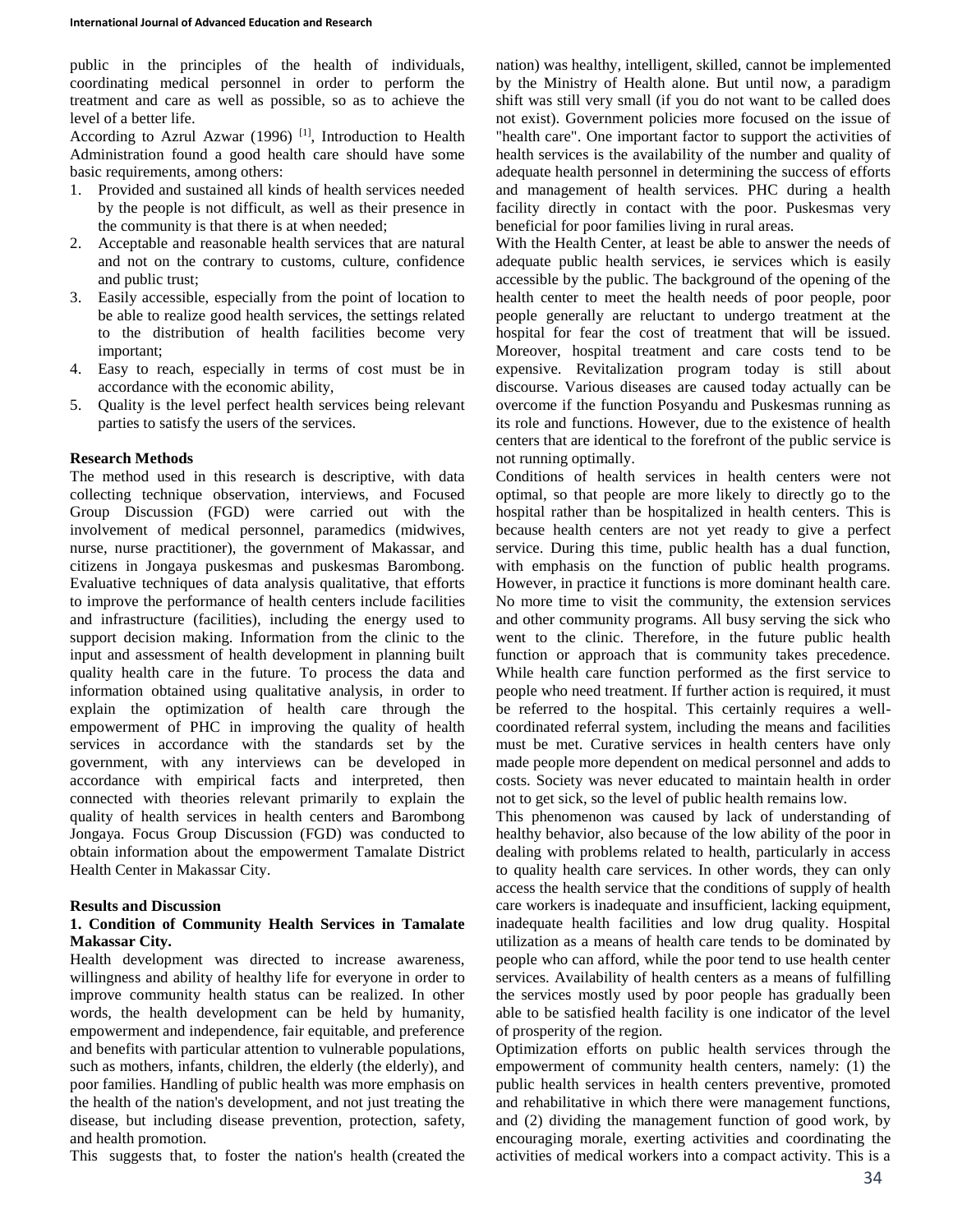public in the principles of the health of individuals, coordinating medical personnel in order to perform the treatment and care as well as possible, so as to achieve the level of a better life.

According to Azrul Azwar (1996) [1], Introduction to Health Administration found a good health care should have some basic requirements, among others:

1. Provided and sustained all kinds of health services needed by the people is not difficult, as well as their presence in the community is that there is at when needed;
2. Acceptable and reasonable health services that are natural and not on the contrary to customs, culture, confidence and public trust;
3. Easily accessible, especially from the point of location to be able to realize good health services, the settings related to the distribution of health facilities become very important;
4. Easy to reach, especially in terms of cost must be in accordance with the economic ability,
5. Quality is the level perfect health services being relevant parties to satisfy the users of the services.

**Research Methods**

The method used in this research is descriptive, with data collecting technique observation, interviews, and Focused Group Discussion (FGD) were carried out with the involvement of medical personnel, paramedics (midwives, nurse, nurse practitioner), the government of Makassar, and citizens in Jongaya puskesmas and puskesmas Barombong. Evaluative techniques of data analysis qualitative, that efforts to improve the performance of health centers include facilities and infrastructure (facilities), including the energy used to support decision making. Information from the clinic to the input and assessment of health development in planning built quality health care in the future. To process the data and information obtained using qualitative analysis, in order to explain the optimization of health care through the empowerment of PHC in improving the quality of health services in accordance with the standards set by the government, with any interviews can be developed in accordance with empirical facts and interpreted, then connected with theories relevant primarily to explain the quality of health services in health centers and Barombong Jongaya. Focus Group Discussion (FGD) was conducted to obtain information about the empowerment Tamalate District Health Center in Makassar City.

**Results and Discussion**

**1. Condition of Community Health Services in Tamalate Makassar City.**

Health development was directed to increase awareness, willingness and ability of healthy life for everyone in order to improve community health status can be realized. In other words, the health development can be held by humanity, empowerment and independence, fair equitable, and preference and benefits with particular attention to vulnerable populations, such as mothers, infants, children, the elderly (the elderly), and poor families. Handling of public health was more emphasis on the health of the nation's development, and not just treating the disease, but including disease prevention, protection, safety, and health promotion.

This suggests that, to foster the nation's health (created the nation) was healthy, intelligent, skilled, cannot be implemented by the Ministry of Health alone. But until now, a paradigm shift was still very small (if you do not want to be called does not exist). Government policies more focused on the issue of "health care". One important factor to support the activities of health services is the availability of the number and quality of adequate health personnel in determining the success of efforts and management of health services. PHC during a health facility directly in contact with the poor. Puskesmas very beneficial for poor families living in rural areas.

With the Health Center, at least be able to answer the needs of adequate public health services, ie services which is easily accessible by the public. The background of the opening of the health center to meet the health needs of poor people, poor people generally are reluctant to undergo treatment at the hospital for fear the cost of treatment that will be issued. Moreover, hospital treatment and care costs tend to be expensive. Revitalization program today is still about discourse. Various diseases are caused today actually can be overcome if the function Posyandu and Puskesmas running as its role and functions. However, due to the existence of health centers that are identical to the forefront of the public service is not running optimally.

Conditions of health services in health centers were not optimal, so that people are more likely to directly go to the hospital rather than be hospitalized in health centers. This is because health centers are not yet ready to give a perfect service. During this time, public health has a dual function, with emphasis on the function of public health programs. However, in practice it functions is more dominant health care. No more time to visit the community, the extension services and other community programs. All busy serving the sick who went to the clinic. Therefore, in the future public health function or approach that is community takes precedence. While health care function performed as the first service to people who need treatment. If further action is required, it must be referred to the hospital. This certainly requires a well-coordinated referral system, including the means and facilities must be met. Curative services in health centers have only made people more dependent on medical personnel and adds to costs. Society was never educated to maintain health in order not to get sick, so the level of public health remains low.

This phenomenon was caused by lack of understanding of healthy behavior, also because of the low ability of the poor in dealing with problems related to health, particularly in access to quality health care services. In other words, they can only access the health service that the conditions of supply of health care workers is inadequate and insufficient, lacking equipment, inadequate health facilities and low drug quality. Hospital utilization as a means of health care tends to be dominated by people who can afford, while the poor tend to use health center services. Availability of health centers as a means of fulfilling the services mostly used by poor people has gradually been able to be satisfied health facility is one indicator of the level of prosperity of the region.

Optimization efforts on public health services through the empowerment of community health centers, namely: (1) the public health services in health centers preventive, promoted and rehabilitative in which there were management functions, and (2) dividing the management function of good work, by encouraging morale, exerting activities and coordinating the activities of medical workers into a compact activity. This is a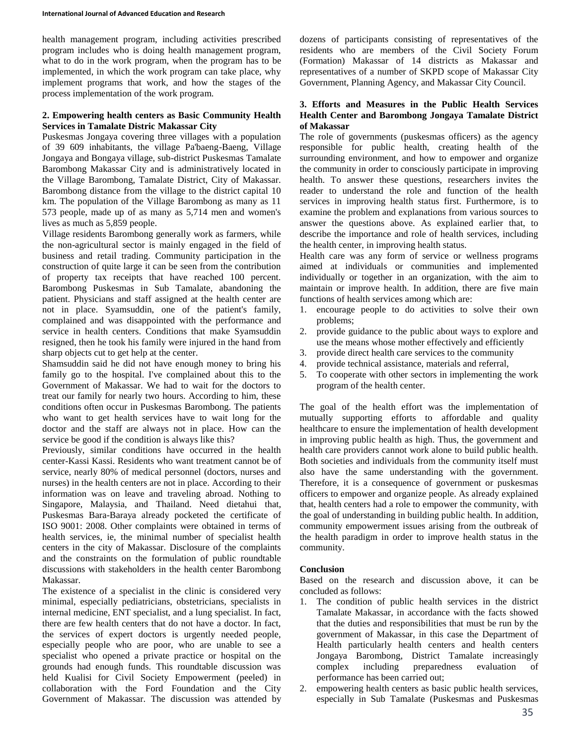health management program, including activities prescribed program includes who is doing health management program, what to do in the work program, when the program has to be implemented, in which the work program can take place, why implement programs that work, and how the stages of the process implementation of the work program.

### 2. Empowering health centers as Basic Community Health Services in Tamalate Distric Makassar City

Puskesmas Jongaya covering three villages with a population of 39 609 inhabitants, the village Pa'baeng-Baeng, Village Jongaya and Bongaya village, sub-district Puskesmas Tamalate Barombong Makassar City and is administratively located in the Village Barombong, Tamalate District, City of Makassar. Barombong distance from the village to the district capital 10 km. The population of the Village Barombong as many as 11 573 people, made up of as many as 5,714 men and women's lives as much as 5,859 people.

Village residents Barombong generally work as farmers, while the non-agricultural sector is mainly engaged in the field of business and retail trading. Community participation in the construction of quite large it can be seen from the contribution of property tax receipts that have reached 100 percent. Barombong Puskesmas in Sub Tamalate, abandoning the patient. Physicians and staff assigned at the health center are not in place. Syamsuddin, one of the patient's family, complained and was disappointed with the performance and service in health centers. Conditions that make Syamsuddin resigned, then he took his family were injured in the hand from sharp objects cut to get help at the center.

Shamsuddin said he did not have enough money to bring his family go to the hospital. I've complained about this to the Government of Makassar. We had to wait for the doctors to treat our family for nearly two hours. According to him, these conditions often occur in Puskesmas Barombong. The patients who want to get health services have to wait long for the doctor and the staff are always not in place. How can the service be good if the condition is always like this?

Previously, similar conditions have occurred in the health center-Kassi Kassi. Residents who want treatment cannot be of service, nearly 80% of medical personnel (doctors, nurses and nurses) in the health centers are not in place. According to their information was on leave and traveling abroad. Nothing to Singapore, Malaysia, and Thailand. Need dietahui that, Puskesmas Bara-Baraya already pocketed the certificate of ISO 9001: 2008. Other complaints were obtained in terms of health services, ie, the minimal number of specialist health centers in the city of Makassar. Disclosure of the complaints and the constraints on the formulation of public roundtable discussions with stakeholders in the health center Barombong Makassar.

The existence of a specialist in the clinic is considered very minimal, especially pediatricians, obstetricians, specialists in internal medicine, ENT specialist, and a lung specialist. In fact, there are few health centers that do not have a doctor. In fact, the services of expert doctors is urgently needed people, especially people who are poor, who are unable to see a specialist who opened a private practice or hospital on the grounds had enough funds. This roundtable discussion was held Kualisi for Civil Society Empowerment (peeled) in collaboration with the Ford Foundation and the City Government of Makassar. The discussion was attended by dozens of participants consisting of representatives of the residents who are members of the Civil Society Forum (Formation) Makassar of 14 districts as Makassar and representatives of a number of SKPD scope of Makassar City Government, Planning Agency, and Makassar City Council.

### 3. Efforts and Measures in the Public Health Services Health Center and Barombong Jongaya Tamalate District of Makassar

The role of governments (puskesmas officers) as the agency responsible for public health, creating health of the surrounding environment, and how to empower and organize the community in order to consciously participate in improving health. To answer these questions, researchers invites the reader to understand the role and function of the health services in improving health status first. Furthermore, is to examine the problem and explanations from various sources to answer the questions above. As explained earlier that, to describe the importance and role of health services, including the health center, in improving health status.

Health care was any form of service or wellness programs aimed at individuals or communities and implemented individually or together in an organization, with the aim to maintain or improve health. In addition, there are five main functions of health services among which are:

1. encourage people to do activities to solve their own problems;
2. provide guidance to the public about ways to explore and use the means whose mother effectively and efficiently
3. provide direct health care services to the community
4. provide technical assistance, materials and referral,
5. To cooperate with other sectors in implementing the work program of the health center.

The goal of the health effort was the implementation of mutually supporting efforts to affordable and quality healthcare to ensure the implementation of health development in improving public health as high. Thus, the government and health care providers cannot work alone to build public health. Both societies and individuals from the community itself must also have the same understanding with the government. Therefore, it is a consequence of government or puskesmas officers to empower and organize people. As already explained that, health centers had a role to empower the community, with the goal of understanding in building public health. In addition, community empowerment issues arising from the outbreak of the health paradigm in order to improve health status in the community.

## Conclusion

Based on the research and discussion above, it can be concluded as follows:

1. The condition of public health services in the district Tamalate Makassar, in accordance with the facts showed that the duties and responsibilities that must be run by the government of Makassar, in this case the Department of Health particularly health centers and health centers Jongaya Barombong, District Tamalate increasingly complex including preparedness evaluation of performance has been carried out;
2. empowering health centers as basic public health services, especially in Sub Tamalate (Puskesmas and Puskesmas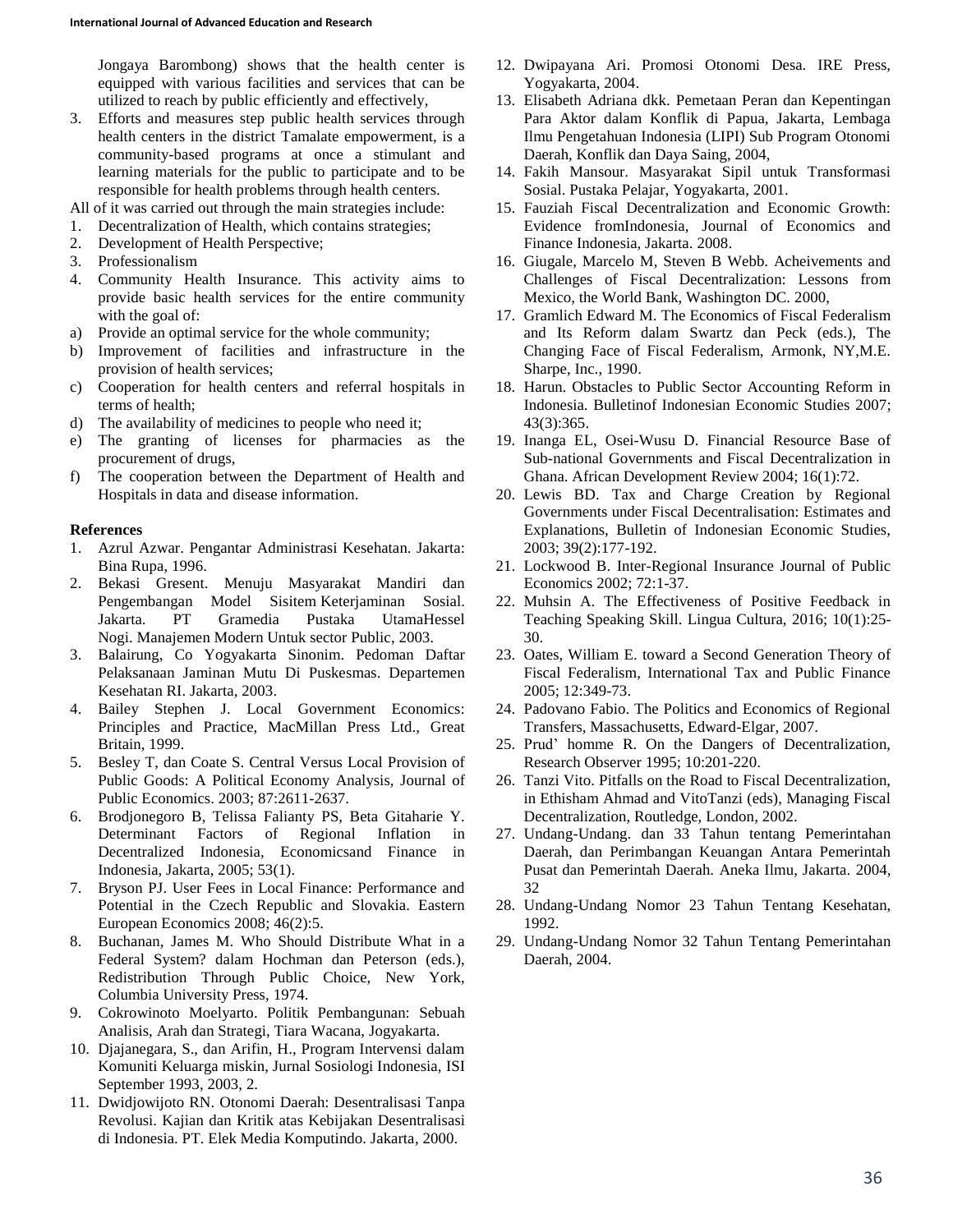Jongaya Barombong) shows that the health center is equipped with various facilities and services that can be utilized to reach by public efficiently and effectively,

3. Efforts and measures step public health services through health centers in the district Tamalate empowerment, is a community-based programs at once a stimulant and learning materials for the public to participate and to be responsible for health problems through health centers.

All of it was carried out through the main strategies include:

1. Decentralization of Health, which contains strategies;
2. Development of Health Perspective;
3. Professionalism
4. Community Health Insurance. This activity aims to provide basic health services for the entire community with the goal of:

a) Provide an optimal service for the whole community;
b) Improvement of facilities and infrastructure in the provision of health services;
c) Cooperation for health centers and referral hospitals in terms of health;
d) The availability of medicines to people who need it;
e) The granting of licenses for pharmacies as the procurement of drugs,
f) The cooperation between the Department of Health and Hospitals in data and disease information.

## References

1. Azrul Azwar. Pengantar Administrasi Kesehatan. Jakarta: Bina Rupa, 1996.
2. Bekasi Gresent. Menuju Masyarakat Mandiri dan Pengembangan Model Sisitem Keterjaminan Sosial. Jakarta. PT Gramedia Pustaka UtamaHessel Nogi. Manajemen Modern Untuk sector Public, 2003.
3. Balairung, Co Yogyakarta Sinonim. Pedoman Daftar Pelaksanaan Jaminan Mutu Di Puskesmas. Departemen Kesehatan RI. Jakarta, 2003.
4. Bailey Stephen J. Local Government Economics: Principles and Practice, MacMillan Press Ltd., Great Britain, 1999.
5. Besley T, dan Coate S. Central Versus Local Provision of Public Goods: A Political Economy Analysis, Journal of Public Economics. 2003; 87:2611-2637.
6. Brodjonegoro B, Telissa Falianty PS, Beta Gitaharie Y. Determinant Factors of Regional Inflation in Decentralized Indonesia, Economicsand Finance in Indonesia, Jakarta, 2005; 53(1).
7. Bryson PJ. User Fees in Local Finance: Performance and Potential in the Czech Republic and Slovakia. Eastern European Economics 2008; 46(2):5.
8. Buchanan, James M. Who Should Distribute What in a Federal System? dalam Hochman dan Peterson (eds.), Redistribution Through Public Choice, New York, Columbia University Press, 1974.
9. Cokrowinoto Moelyarto. Politik Pembangunan: Sebuah Analisis, Arah dan Strategi, Tiara Wacana, Jogyakarta.
10. Djajanegara, S., dan Arifin, H., Program Intervensi dalam Komuniti Keluarga miskin, Jurnal Sosiologi Indonesia, ISI September 1993, 2003, 2.
11. Dwidjowijoto RN. Otonomi Daerah: Desentralisasi Tanpa Revolusi. Kajian dan Kritik atas Kebijakan Desentralisasi di Indonesia. PT. Elek Media Komputindo. Jakarta, 2000.
12. Dwipayana Ari. Promosi Otonomi Desa. IRE Press, Yogyakarta, 2004.
13. Elisabeth Adriana dkk. Pemetaan Peran dan Kepentingan Para Aktor dalam Konflik di Papua, Jakarta, Lembaga Ilmu Pengetahuan Indonesia (LIPI) Sub Program Otonomi Daerah, Konflik dan Daya Saing, 2004,
14. Fakih Mansour. Masyarakat Sipil untuk Transformasi Sosial. Pustaka Pelajar, Yogyakarta, 2001.
15. Fauziah Fiscal Decentralization and Economic Growth: Evidence fromIndonesia, Journal of Economics and Finance Indonesia, Jakarta. 2008.
16. Giugale, Marcelo M, Steven B Webb. Acheivements and Challenges of Fiscal Decentralization: Lessons from Mexico, the World Bank, Washington DC. 2000,
17. Gramlich Edward M. The Economics of Fiscal Federalism and Its Reform dalam Swartz dan Peck (eds.), The Changing Face of Fiscal Federalism, Armonk, NY,M.E. Sharpe, Inc., 1990.
18. Harun. Obstacles to Public Sector Accounting Reform in Indonesia. Bulletinof Indonesian Economic Studies 2007; 43(3):365.
19. Inanga EL, Osei-Wusu D. Financial Resource Base of Sub-national Governments and Fiscal Decentralization in Ghana. African Development Review 2004; 16(1):72.
20. Lewis BD. Tax and Charge Creation by Regional Governments under Fiscal Decentralisation: Estimates and Explanations, Bulletin of Indonesian Economic Studies, 2003; 39(2):177-192.
21. Lockwood B. Inter-Regional Insurance Journal of Public Economics 2002; 72:1-37.
22. Muhsin A. The Effectiveness of Positive Feedback in Teaching Speaking Skill. Lingua Cultura, 2016; 10(1):25-30.
23. Oates, William E. toward a Second Generation Theory of Fiscal Federalism, International Tax and Public Finance 2005; 12:349-73.
24. Padovano Fabio. The Politics and Economics of Regional Transfers, Massachusetts, Edward-Elgar, 2007.
25. Prud' homme R. On the Dangers of Decentralization, Research Observer 1995; 10:201-220.
26. Tanzi Vito. Pitfalls on the Road to Fiscal Decentralization, in Ethisham Ahmad and VitoTanzi (eds), Managing Fiscal Decentralization, Routledge, London, 2002.
27. Undang-Undang. dan 33 Tahun tentang Pemerintahan Daerah, dan Perimbangan Keuangan Antara Pemerintah Pusat dan Pemerintah Daerah. Aneka Ilmu, Jakarta. 2004, 32
28. Undang-Undang Nomor 23 Tahun Tentang Kesehatan, 1992.
29. Undang-Undang Nomor 32 Tahun Tentang Pemerintahan Daerah, 2004.